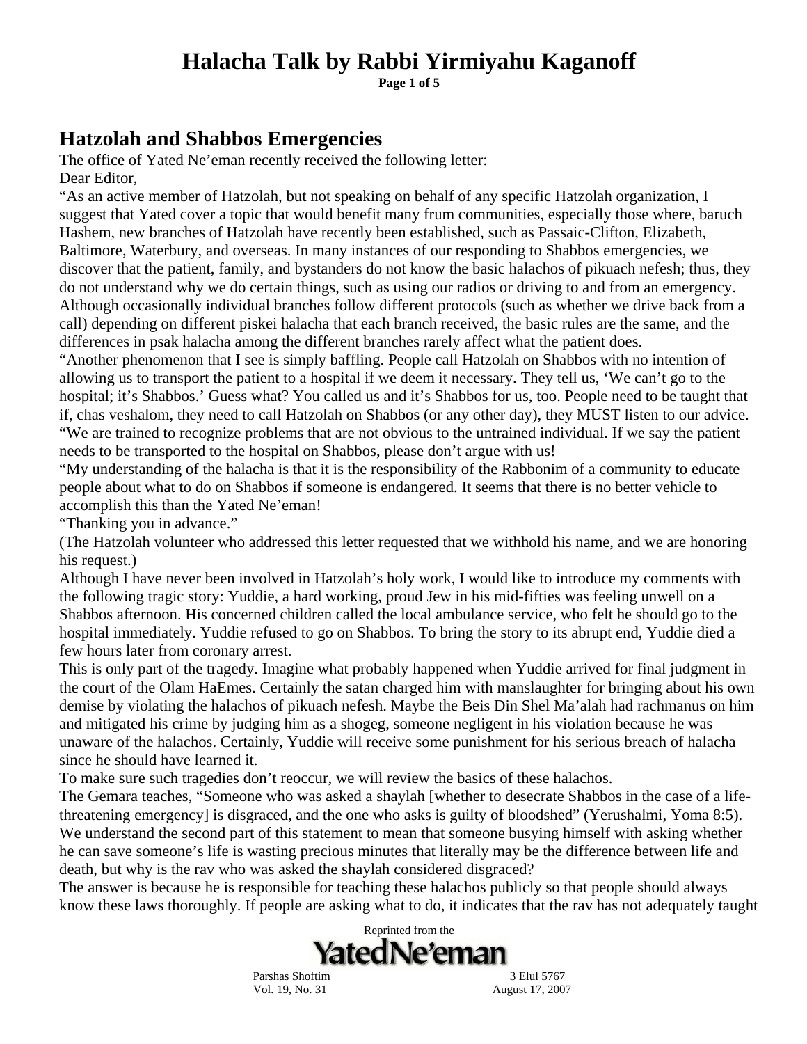# Hatzolah and Shabbos Emergencies

The office of Yated Ne'eman recently received the following letter:

Dear Editor,

"As an active member of Hatzolah, but not speaking on behalf of any specific Hatzolah organization, I suggest that Yated cover a topic that would benefit many frum communities, especially those where, baruch Hashem, new branches of Hatzolah have recently been established, such as Passaic-Clifton, Elizabeth, Baltimore, Waterbury, and overseas. In many instances of our responding to Shabbos emergencies, we discover that the patient, family, and bystanders do not know the basic halachos of pikuach nefesh; thus, they do not understand why we do certain things, such as using our radios or driving to and from an emergency. Although occasionally individual branches follow different protocols (such as whether we drive back from a call) depending on different piskei halacha that each branch received, the basic rules are the same, and the differences in psak halacha among the different branches rarely affect what the patient does.

"Another phenomenon that I see is simply baffling. People call Hatzolah on Shabbos with no intention of allowing us to transport the patient to a hospital if we deem it necessary. They tell us, 'We can't go to the hospital; it's Shabbos.' Guess what? You called us and it's Shabbos for us, too. People need to be taught that if, chas veshalom, they need to call Hatzolah on Shabbos (or any other day), they MUST listen to our advice.

"We are trained to recognize problems that are not obvious to the untrained individual. If we say the patient needs to be transported to the hospital on Shabbos, please don't argue with us!

"My understanding of the halacha is that it is the responsibility of the Rabbonim of a community to educate people about what to do on Shabbos if someone is endangered. It seems that there is no better vehicle to accomplish this than the Yated Ne'eman!

"Thanking you in advance."

(The Hatzolah volunteer who addressed this letter requested that we withhold his name, and we are honoring his request.)

Although I have never been involved in Hatzolah's holy work, I would like to introduce my comments with the following tragic story: Yuddie, a hard working, proud Jew in his mid-fifties was feeling unwell on a Shabbos afternoon. His concerned children called the local ambulance service, who felt he should go to the hospital immediately. Yuddie refused to go on Shabbos. To bring the story to its abrupt end, Yuddie died a few hours later from coronary arrest.

This is only part of the tragedy. Imagine what probably happened when Yuddie arrived for final judgment in the court of the Olam HaEmes. Certainly the satan charged him with manslaughter for bringing about his own demise by violating the halachos of pikuach nefesh. Maybe the Beis Din Shel Ma'alah had rachmanus on him and mitigated his crime by judging him as a shogeg, someone negligent in his violation because he was unaware of the halachos. Certainly, Yuddie will receive some punishment for his serious breach of halacha since he should have learned it.

To make sure such tragedies don't reoccur, we will review the basics of these halachos.

The Gemara teaches, "Someone who was asked a shaylah [whether to desecrate Shabbos in the case of a life-threatening emergency] is disgraced, and the one who asks is guilty of bloodshed" (Yerushalmi, Yoma 8:5). We understand the second part of this statement to mean that someone busying himself with asking whether he can save someone's life is wasting precious minutes that literally may be the difference between life and death, but why is the rav who was asked the shaylah considered disgraced?

The answer is because he is responsible for teaching these halachos publicly so that people should always know these laws thoroughly. If people are asking what to do, it indicates that the rav has not adequately taught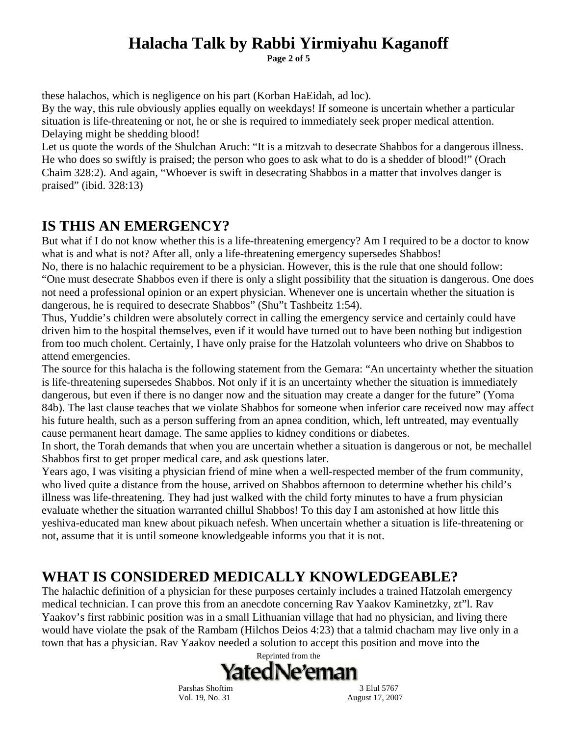these halachos, which is negligence on his part (Korban HaEidah, ad loc).

By the way, this rule obviously applies equally on weekdays! If someone is uncertain whether a particular situation is life-threatening or not, he or she is required to immediately seek proper medical attention. Delaying might be shedding blood!

Let us quote the words of the Shulchan Aruch: "It is a mitzvah to desecrate Shabbos for a dangerous illness. He who does so swiftly is praised; the person who goes to ask what to do is a shedder of blood!" (Orach Chaim 328:2). And again, "Whoever is swift in desecrating Shabbos in a matter that involves danger is praised" (ibid. 328:13)

## IS THIS AN EMERGENCY?

But what if I do not know whether this is a life-threatening emergency? Am I required to be a doctor to know what is and what is not? After all, only a life-threatening emergency supersedes Shabbos!

No, there is no halachic requirement to be a physician. However, this is the rule that one should follow: "One must desecrate Shabbos even if there is only a slight possibility that the situation is dangerous. One does not need a professional opinion or an expert physician. Whenever one is uncertain whether the situation is dangerous, he is required to desecrate Shabbos" (Shu"t Tashbeitz 1:54).

Thus, Yuddie's children were absolutely correct in calling the emergency service and certainly could have driven him to the hospital themselves, even if it would have turned out to have been nothing but indigestion from too much cholent. Certainly, I have only praise for the Hatzolah volunteers who drive on Shabbos to attend emergencies.

The source for this halacha is the following statement from the Gemara: "An uncertainty whether the situation is life-threatening supersedes Shabbos. Not only if it is an uncertainty whether the situation is immediately dangerous, but even if there is no danger now and the situation may create a danger for the future" (Yoma 84b). The last clause teaches that we violate Shabbos for someone when inferior care received now may affect his future health, such as a person suffering from an apnea condition, which, left untreated, may eventually cause permanent heart damage. The same applies to kidney conditions or diabetes.

In short, the Torah demands that when you are uncertain whether a situation is dangerous or not, be mechallel Shabbos first to get proper medical care, and ask questions later.

Years ago, I was visiting a physician friend of mine when a well-respected member of the frum community, who lived quite a distance from the house, arrived on Shabbos afternoon to determine whether his child's illness was life-threatening. They had just walked with the child forty minutes to have a frum physician evaluate whether the situation warranted chillul Shabbos! To this day I am astonished at how little this yeshiva-educated man knew about pikuach nefesh. When uncertain whether a situation is life-threatening or not, assume that it is until someone knowledgeable informs you that it is not.

## WHAT IS CONSIDERED MEDICALLY KNOWLEDGEABLE?

The halachic definition of a physician for these purposes certainly includes a trained Hatzolah emergency medical technician. I can prove this from an anecdote concerning Rav Yaakov Kaminetzky, zt"l. Rav Yaakov's first rabbinic position was in a small Lithuanian village that had no physician, and living there would have violate the psak of the Rambam (Hilchos Deios 4:23) that a talmid chacham may live only in a town that has a physician. Rav Yaakov needed a solution to accept this position and move into the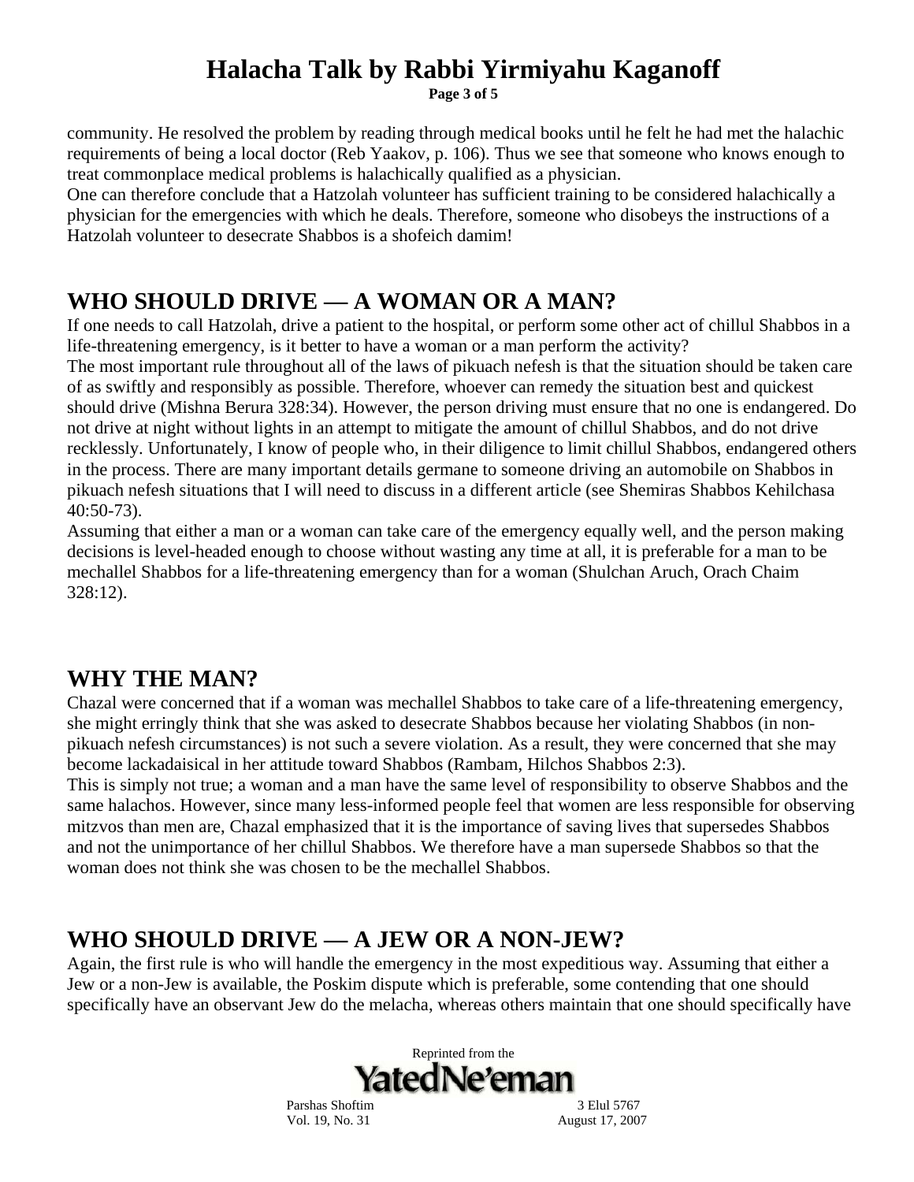community. He resolved the problem by reading through medical books until he felt he had met the halachic requirements of being a local doctor (Reb Yaakov, p. 106). Thus we see that someone who knows enough to treat commonplace medical problems is halachically qualified as a physician.

One can therefore conclude that a Hatzolah volunteer has sufficient training to be considered halachically a physician for the emergencies with which he deals. Therefore, someone who disobeys the instructions of a Hatzolah volunteer to desecrate Shabbos is a shofeich damim!

## WHO SHOULD DRIVE — A WOMAN OR A MAN?

If one needs to call Hatzolah, drive a patient to the hospital, or perform some other act of chillul Shabbos in a life-threatening emergency, is it better to have a woman or a man perform the activity?

The most important rule throughout all of the laws of pikuach nefesh is that the situation should be taken care of as swiftly and responsibly as possible. Therefore, whoever can remedy the situation best and quickest should drive (Mishna Berura 328:34). However, the person driving must ensure that no one is endangered. Do not drive at night without lights in an attempt to mitigate the amount of chillul Shabbos, and do not drive recklessly. Unfortunately, I know of people who, in their diligence to limit chillul Shabbos, endangered others in the process. There are many important details germane to someone driving an automobile on Shabbos in pikuach nefesh situations that I will need to discuss in a different article (see Shemiras Shabbos Kehilchasa 40:50-73).

Assuming that either a man or a woman can take care of the emergency equally well, and the person making decisions is level-headed enough to choose without wasting any time at all, it is preferable for a man to be mechallel Shabbos for a life-threatening emergency than for a woman (Shulchan Aruch, Orach Chaim 328:12).

## WHY THE MAN?

Chazal were concerned that if a woman was mechallel Shabbos to take care of a life-threatening emergency, she might erringly think that she was asked to desecrate Shabbos because her violating Shabbos (in non-pikuach nefesh circumstances) is not such a severe violation. As a result, they were concerned that she may become lackadaisical in her attitude toward Shabbos (Rambam, Hilchos Shabbos 2:3).

This is simply not true; a woman and a man have the same level of responsibility to observe Shabbos and the same halachos. However, since many less-informed people feel that women are less responsible for observing mitzvos than men are, Chazal emphasized that it is the importance of saving lives that supersedes Shabbos and not the unimportance of her chillul Shabbos. We therefore have a man supersede Shabbos so that the woman does not think she was chosen to be the mechallel Shabbos.

## WHO SHOULD DRIVE — A JEW OR A NON-JEW?

Again, the first rule is who will handle the emergency in the most expeditious way. Assuming that either a Jew or a non-Jew is available, the Poskim dispute which is preferable, some contending that one should specifically have an observant Jew do the melacha, whereas others maintain that one should specifically have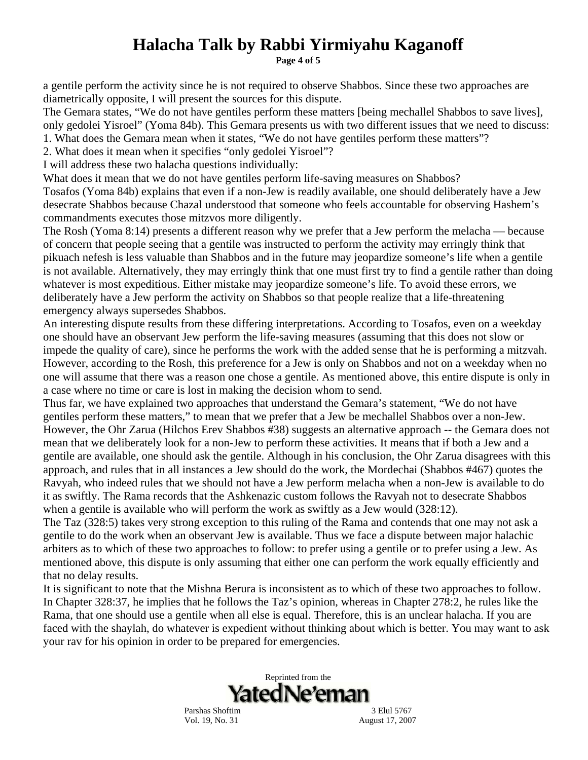a gentile perform the activity since he is not required to observe Shabbos. Since these two approaches are diametrically opposite, I will present the sources for this dispute.

The Gemara states, "We do not have gentiles perform these matters [being mechallel Shabbos to save lives], only gedolei Yisroel" (Yoma 84b). This Gemara presents us with two different issues that we need to discuss:

1. What does the Gemara mean when it states, "We do not have gentiles perform these matters"?
2. What does it mean when it specifies "only gedolei Yisroel"?

I will address these two halacha questions individually:

What does it mean that we do not have gentiles perform life-saving measures on Shabbos?

Tosafos (Yoma 84b) explains that even if a non-Jew is readily available, one should deliberately have a Jew desecrate Shabbos because Chazal understood that someone who feels accountable for observing Hashem's commandments executes those mitzvos more diligently.

The Rosh (Yoma 8:14) presents a different reason why we prefer that a Jew perform the melacha — because of concern that people seeing that a gentile was instructed to perform the activity may erringly think that pikuach nefesh is less valuable than Shabbos and in the future may jeopardize someone's life when a gentile is not available. Alternatively, they may erringly think that one must first try to find a gentile rather than doing whatever is most expeditious. Either mistake may jeopardize someone's life. To avoid these errors, we deliberately have a Jew perform the activity on Shabbos so that people realize that a life-threatening emergency always supersedes Shabbos.

An interesting dispute results from these differing interpretations. According to Tosafos, even on a weekday one should have an observant Jew perform the life-saving measures (assuming that this does not slow or impede the quality of care), since he performs the work with the added sense that he is performing a mitzvah. However, according to the Rosh, this preference for a Jew is only on Shabbos and not on a weekday when no one will assume that there was a reason one chose a gentile. As mentioned above, this entire dispute is only in a case where no time or care is lost in making the decision whom to send.

Thus far, we have explained two approaches that understand the Gemara's statement, "We do not have gentiles perform these matters," to mean that we prefer that a Jew be mechallel Shabbos over a non-Jew. However, the Ohr Zarua (Hilchos Erev Shabbos #38) suggests an alternative approach -- the Gemara does not mean that we deliberately look for a non-Jew to perform these activities. It means that if both a Jew and a gentile are available, one should ask the gentile. Although in his conclusion, the Ohr Zarua disagrees with this approach, and rules that in all instances a Jew should do the work, the Mordechai (Shabbos #467) quotes the Ravyah, who indeed rules that we should not have a Jew perform melacha when a non-Jew is available to do it as swiftly. The Rama records that the Ashkenazic custom follows the Ravyah not to desecrate Shabbos when a gentile is available who will perform the work as swiftly as a Jew would (328:12).

The Taz (328:5) takes very strong exception to this ruling of the Rama and contends that one may not ask a gentile to do the work when an observant Jew is available. Thus we face a dispute between major halachic arbiters as to which of these two approaches to follow: to prefer using a gentile or to prefer using a Jew. As mentioned above, this dispute is only assuming that either one can perform the work equally efficiently and that no delay results.

It is significant to note that the Mishna Berura is inconsistent as to which of these two approaches to follow. In Chapter 328:37, he implies that he follows the Taz's opinion, whereas in Chapter 278:2, he rules like the Rama, that one should use a gentile when all else is equal. Therefore, this is an unclear halacha. If you are faced with the shaylah, do whatever is expedient without thinking about which is better. You may want to ask your rav for his opinion in order to be prepared for emergencies.

Reprinted from the

**Yated Ne'eman**

Parshas Shoftim — 3 Elul 5767

Vol. 19, No. 31 — August 17, 2007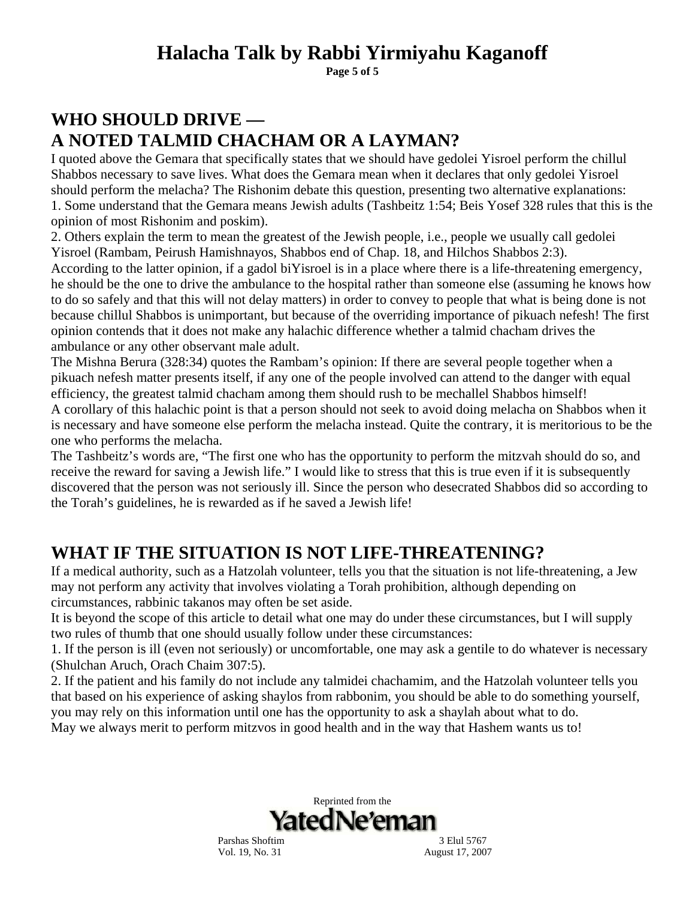## WHO SHOULD DRIVE — A NOTED TALMID CHACHAM OR A LAYMAN?

I quoted above the Gemara that specifically states that we should have gedolei Yisroel perform the chillul Shabbos necessary to save lives. What does the Gemara mean when it declares that only gedolei Yisroel should perform the melacha? The Rishonim debate this question, presenting two alternative explanations:

1. Some understand that the Gemara means Jewish adults (Tashbeitz 1:54; Beis Yosef 328 rules that this is the opinion of most Rishonim and poskim).
2. Others explain the term to mean the greatest of the Jewish people, i.e., people we usually call gedolei Yisroel (Rambam, Peirush Hamishnayos, Shabbos end of Chap. 18, and Hilchos Shabbos 2:3).

According to the latter opinion, if a gadol biYisroel is in a place where there is a life-threatening emergency, he should be the one to drive the ambulance to the hospital rather than someone else (assuming he knows how to do so safely and that this will not delay matters) in order to convey to people that what is being done is not because chillul Shabbos is unimportant, but because of the overriding importance of pikuach nefesh! The first opinion contends that it does not make any halachic difference whether a talmid chacham drives the ambulance or any other observant male adult.

The Mishna Berura (328:34) quotes the Rambam's opinion: If there are several people together when a pikuach nefesh matter presents itself, if any one of the people involved can attend to the danger with equal efficiency, the greatest talmid chacham among them should rush to be mechallel Shabbos himself!

A corollary of this halachic point is that a person should not seek to avoid doing melacha on Shabbos when it is necessary and have someone else perform the melacha instead. Quite the contrary, it is meritorious to be the one who performs the melacha.

The Tashbeitz's words are, "The first one who has the opportunity to perform the mitzvah should do so, and receive the reward for saving a Jewish life." I would like to stress that this is true even if it is subsequently discovered that the person was not seriously ill. Since the person who desecrated Shabbos did so according to the Torah's guidelines, he is rewarded as if he saved a Jewish life!

## WHAT IF THE SITUATION IS NOT LIFE-THREATENING?

If a medical authority, such as a Hatzolah volunteer, tells you that the situation is not life-threatening, a Jew may not perform any activity that involves violating a Torah prohibition, although depending on circumstances, rabbinic takanos may often be set aside.

It is beyond the scope of this article to detail what one may do under these circumstances, but I will supply two rules of thumb that one should usually follow under these circumstances:

1. If the person is ill (even not seriously) or uncomfortable, one may ask a gentile to do whatever is necessary (Shulchan Aruch, Orach Chaim 307:5).
2. If the patient and his family do not include any talmidei chachamim, and the Hatzolah volunteer tells you that based on his experience of asking shaylos from rabbonim, you should be able to do something yourself, you may rely on this information until one has the opportunity to ask a shaylah about what to do.

May we always merit to perform mitzvos in good health and in the way that Hashem wants us to!

Reprinted from the Yated Ne'eman

Parshas Shoftim — 3 Elul 5767
Vol. 19, No. 31 — August 17, 2007